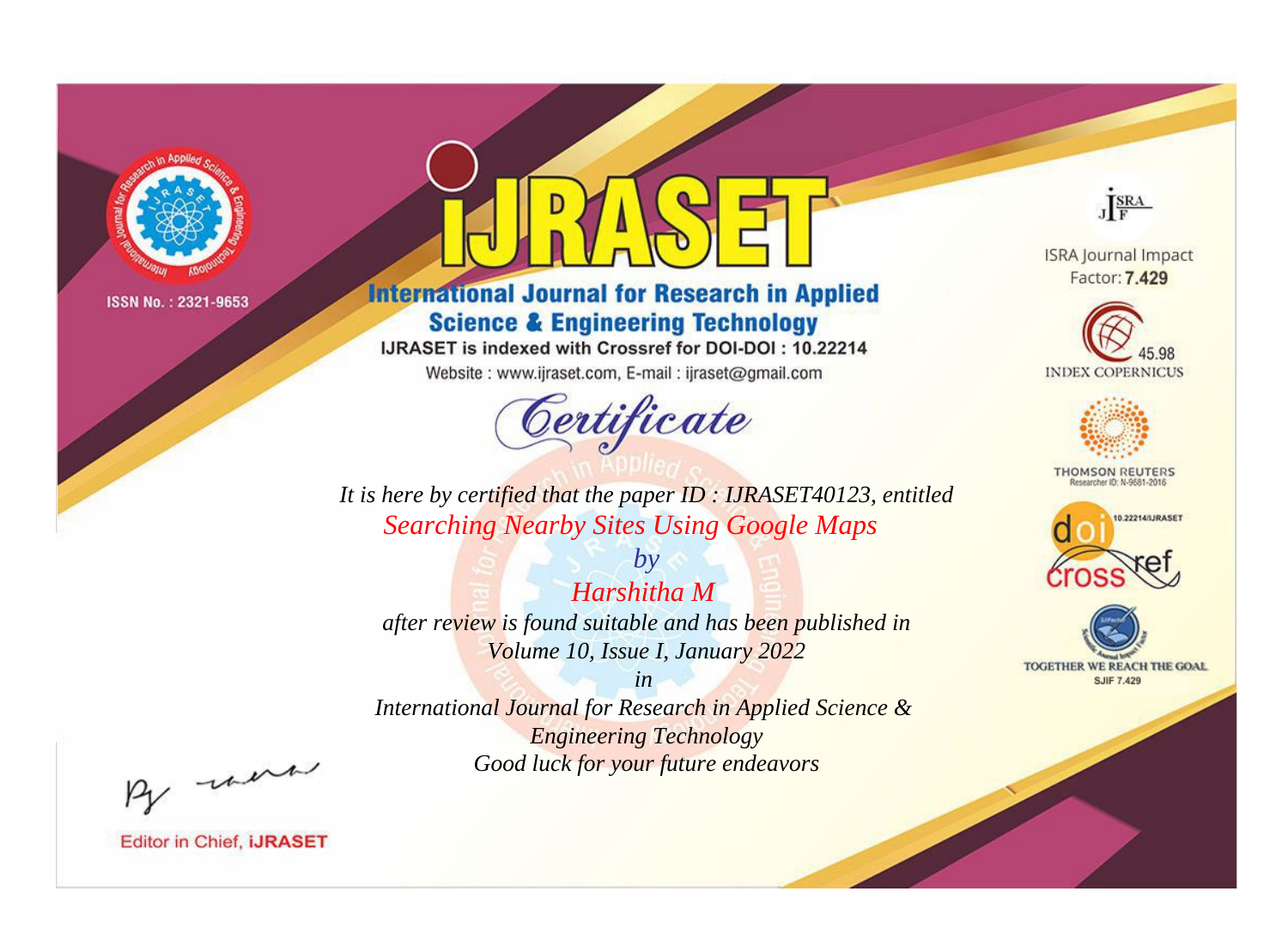ISSN No. : 2321-9653

# iJRASET

## International Journal for Research in Applied Science & Engineering Technology

IJRASET is indexed with Crossref for DOI-DOI : 10.22214

Website : www.ijraset.com, E-mail : ijraset@gmail.com

ISRA Journal Impact Factor: **7.429**

45.98 INDEX COPERNICUS

THOMSON REUTERS Researcher ID: N-9681-2016

10.22214/IJRASET

TOGETHER WE REACH THE GOAL SJIF 7.429

# *Certificate*

*It is here by certified that the paper ID : IJRASET40123, entitled*

*Searching Nearby Sites Using Google Maps*

*by*

*Harshitha M*

*after review is found suitable and has been published in*

*Volume 10, Issue I, January 2022*

*in*

*International Journal for Research in Applied Science & Engineering Technology*

*Good luck for your future endeavors*

Editor in Chief, **iJRASET**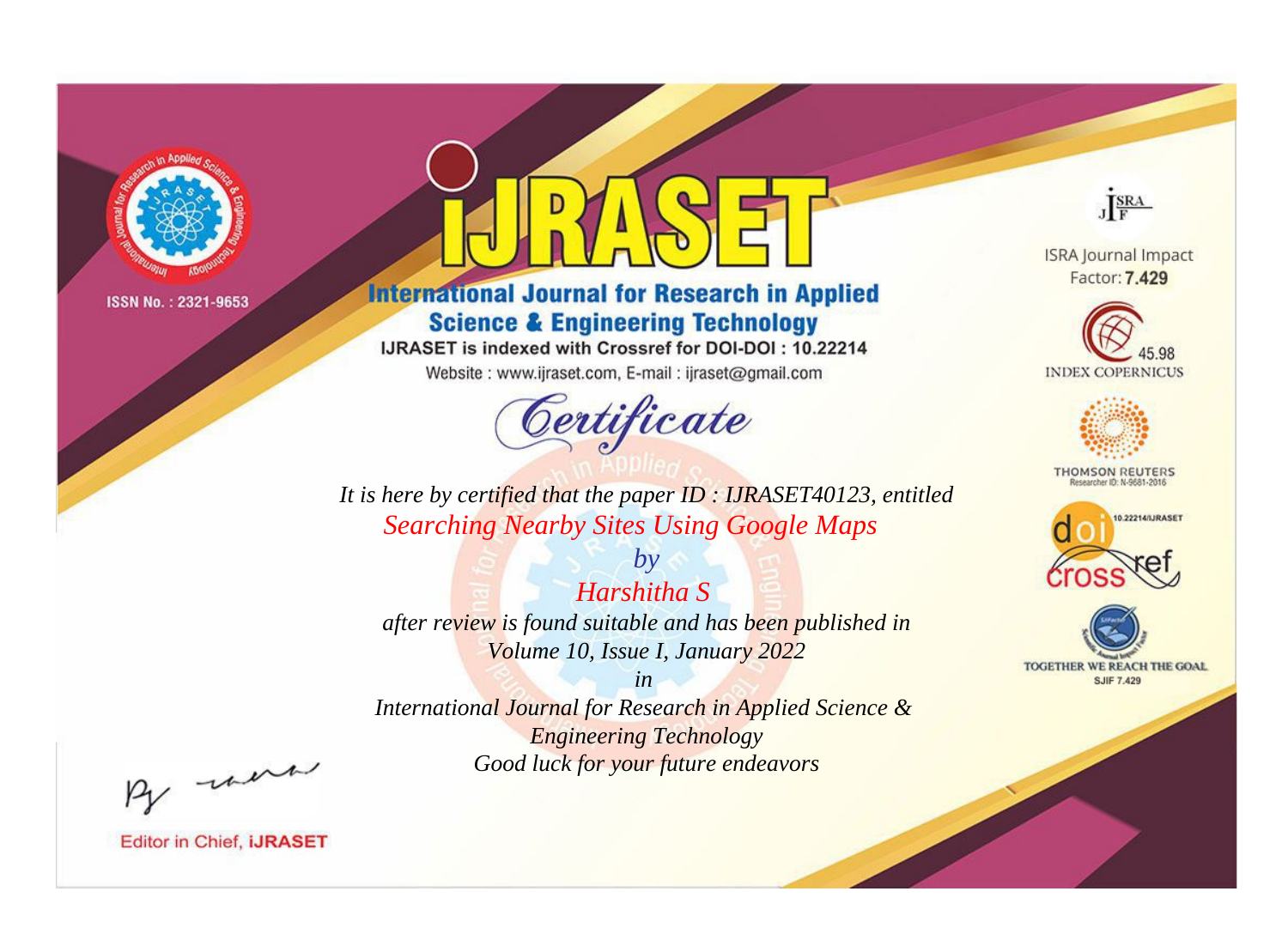ISSN No. : 2321-9653

# iJRASET

## International Journal for Research in Applied Science & Engineering Technology

IJRASET is indexed with Crossref for DOI-DOI : 10.22214

Website : www.ijraset.com, E-mail : ijraset@gmail.com

# Certificate

*It is here by certified that the paper ID : IJRASET40123, entitled*

*Searching Nearby Sites Using Google Maps*

*by*

*Harshitha S*

*after review is found suitable and has been published in*

*Volume 10, Issue I, January 2022*

*in*

*International Journal for Research in Applied Science & Engineering Technology*

*Good luck for your future endeavors*

ISRA Journal Impact Factor: **7.429**

45.98 INDEX COPERNICUS

THOMSON REUTERS Researcher ID: N-9681-2016

10.22214/IJRASET

TOGETHER WE REACH THE GOAL SJIF 7.429

Editor in Chief, **iJRASET**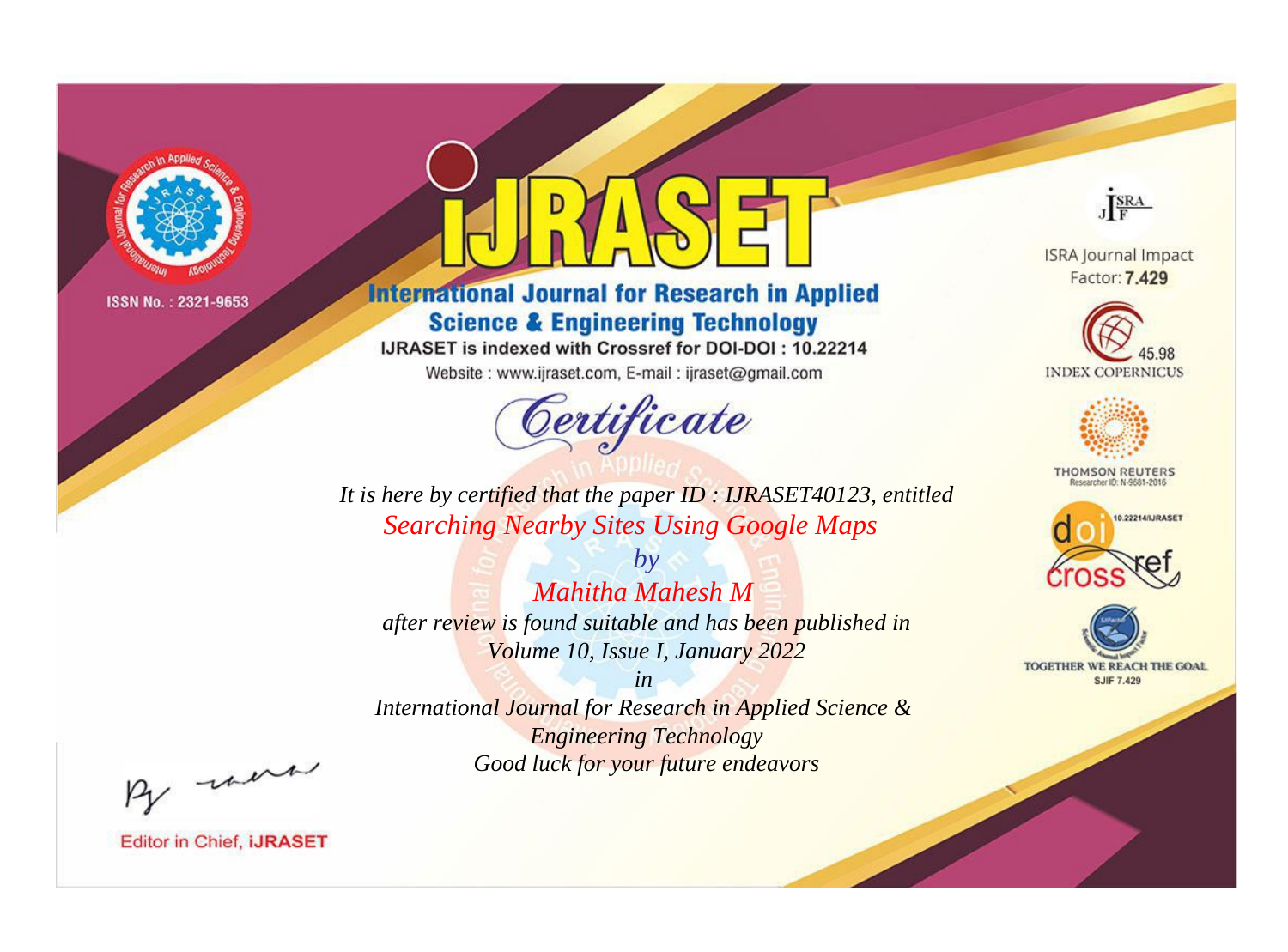ISSN No. : 2321-9653

# iJRASET

## International Journal for Research in Applied Science & Engineering Technology

IJRASET is indexed with Crossref for DOI-DOI : 10.22214

Website : www.ijraset.com, E-mail : ijraset@gmail.com

*Certificate*

*It is here by certified that the paper ID : IJRASET40123, entitled*

*Searching Nearby Sites Using Google Maps*

*by*

*Mahitha Mahesh M*

*after review is found suitable and has been published in*

*Volume 10, Issue I, January 2022*

*in*

*International Journal for Research in Applied Science & Engineering Technology*

*Good luck for your future endeavors*

ISRA Journal Impact Factor: **7.429**

45.98 INDEX COPERNICUS

THOMSON REUTERS Researcher ID: N-9681-2016

10.22214/IJRASET

TOGETHER WE REACH THE GOAL SJIF 7.429

Editor in Chief, **iJRASET**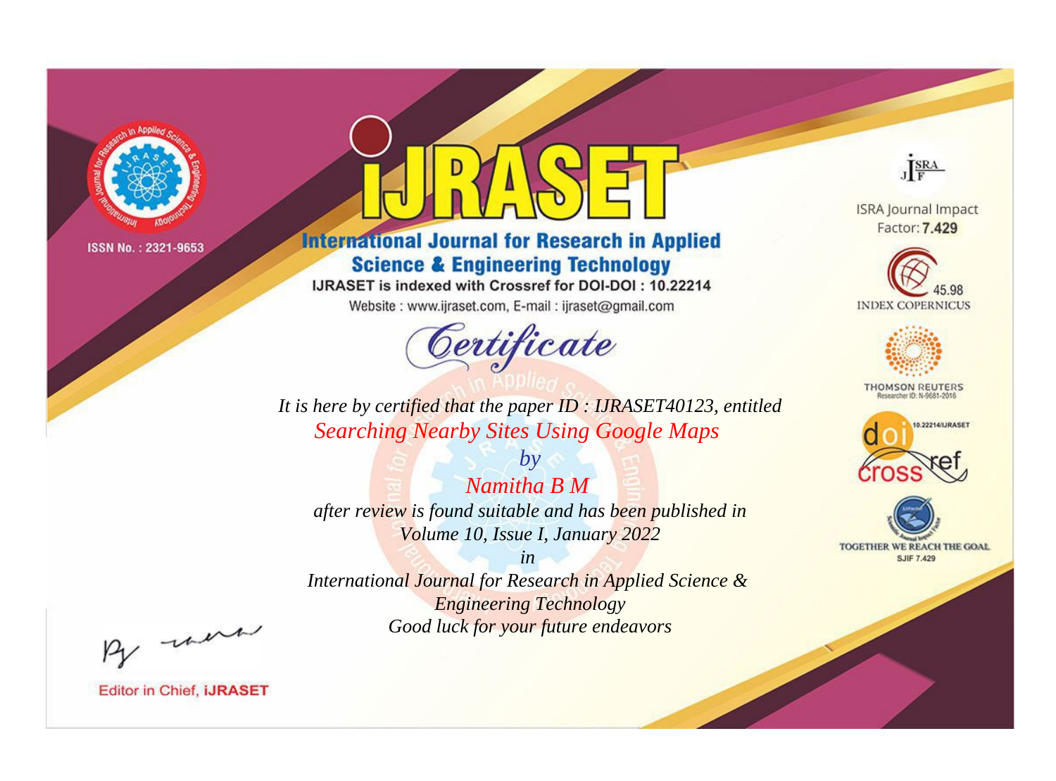ISSN No. : 2321-9653

# IJRASET

## International Journal for Research in Applied Science & Engineering Technology

IJRASET is indexed with Crossref for DOI-DOI : 10.22214

Website : www.ijraset.com, E-mail : ijraset@gmail.com

*Certificate*

*It is here by certified that the paper ID : IJRASET40123, entitled*

*Searching Nearby Sites Using Google Maps*

*by*

*Namitha B M*

*after review is found suitable and has been published in*

*Volume 10, Issue I, January 2022*

*in*

*International Journal for Research in Applied Science & Engineering Technology*

*Good luck for your future endeavors*

ISRA Journal Impact Factor: **7.429**

45.98 INDEX COPERNICUS

THOMSON REUTERS Researcher ID: N-9681-2016

10.22214/IJRASET

TOGETHER WE REACH THE GOAL SJIF 7.429

Editor in Chief, **IJRASET**